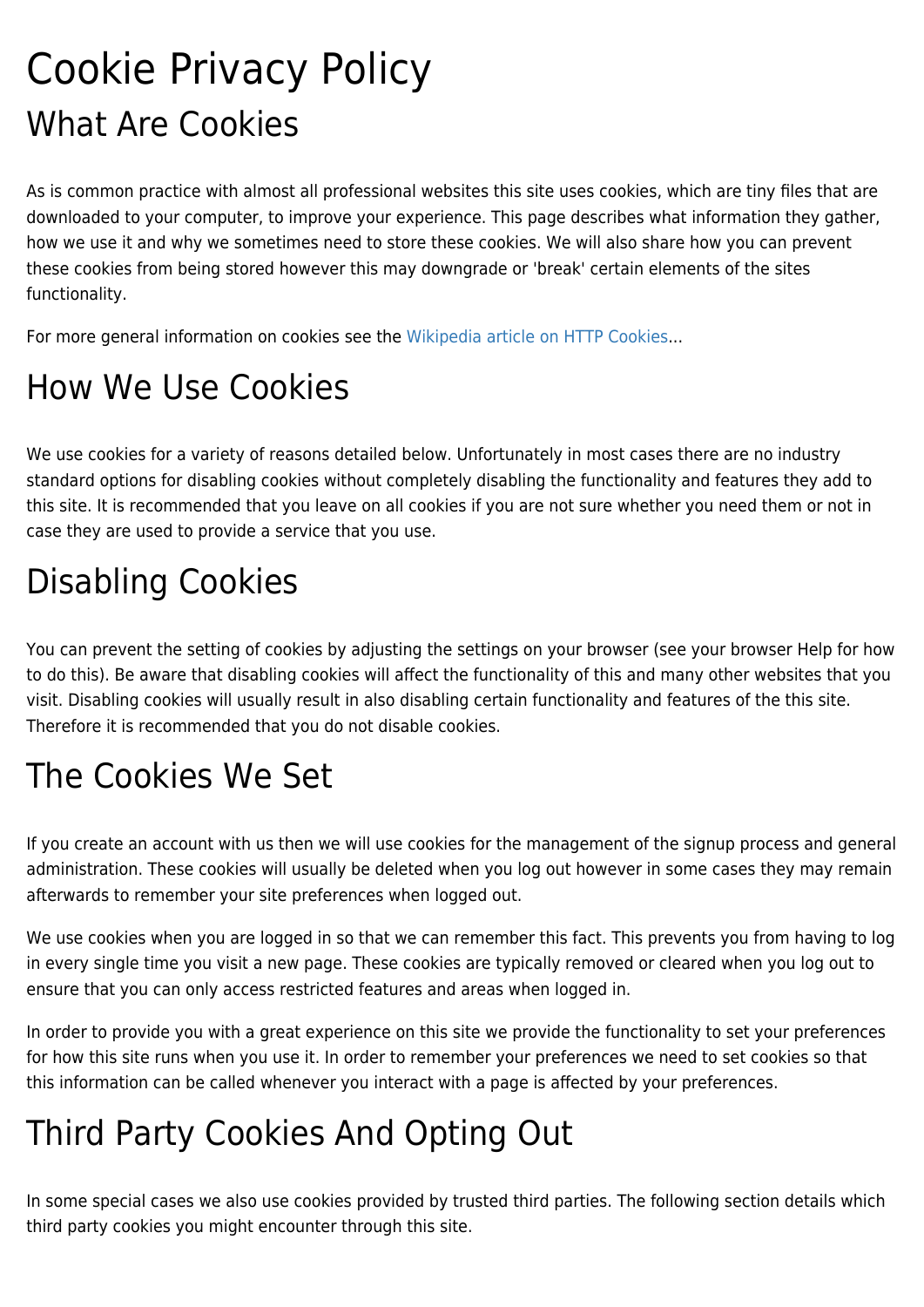# Cookie Privacy Policy

## What Are Cookies

As is common practice with almost all professional websites this site uses cookies, which are tiny files that are downloaded to your computer, to improve your experience. This page describes what information they gather, how we use it and why we sometimes need to store these cookies. We will also share how you can prevent these cookies from being stored however this may downgrade or 'break' certain elements of the sites functionality.

For more general information on cookies see the Wikipedia article on HTTP Cookies...

## How We Use Cookies

We use cookies for a variety of reasons detailed below. Unfortunately in most cases there are no industry standard options for disabling cookies without completely disabling the functionality and features they add to this site. It is recommended that you leave on all cookies if you are not sure whether you need them or not in case they are used to provide a service that you use.

## Disabling Cookies

You can prevent the setting of cookies by adjusting the settings on your browser (see your browser Help for how to do this). Be aware that disabling cookies will affect the functionality of this and many other websites that you visit. Disabling cookies will usually result in also disabling certain functionality and features of the this site. Therefore it is recommended that you do not disable cookies.

## The Cookies We Set

If you create an account with us then we will use cookies for the management of the signup process and general administration. These cookies will usually be deleted when you log out however in some cases they may remain afterwards to remember your site preferences when logged out.

We use cookies when you are logged in so that we can remember this fact. This prevents you from having to log in every single time you visit a new page. These cookies are typically removed or cleared when you log out to ensure that you can only access restricted features and areas when logged in.

In order to provide you with a great experience on this site we provide the functionality to set your preferences for how this site runs when you use it. In order to remember your preferences we need to set cookies so that this information can be called whenever you interact with a page is affected by your preferences.

## Third Party Cookies And Opting Out

In some special cases we also use cookies provided by trusted third parties. The following section details which third party cookies you might encounter through this site.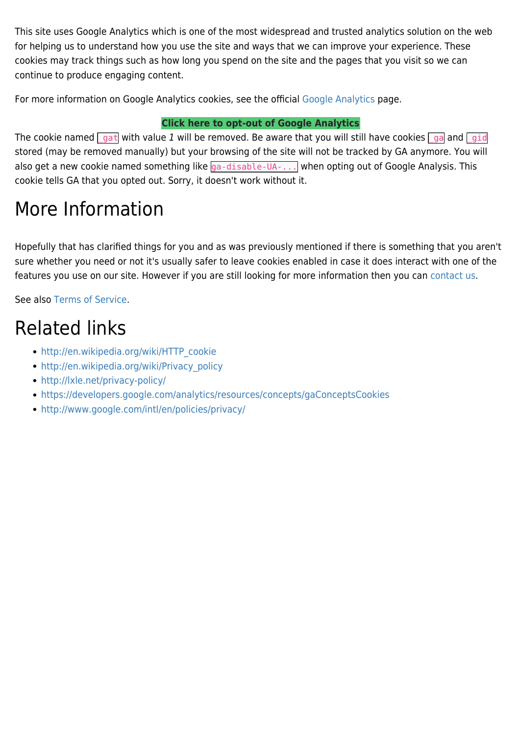This site uses Google Analytics which is one of the most widespread and trusted analytics solution on the web for helping us to understand how you use the site and ways that we can improve your experience. These cookies may track things such as how long you spend on the site and the pages that you visit so we can continue to produce engaging content.

For more information on Google Analytics cookies, see the official Google Analytics page.

**Click here to opt-out of Google Analytics**

The cookie named `_gat` with value *1* will be removed. Be aware that you will still have cookies `_ga` and `_gid` stored (may be removed manually) but your browsing of the site will not be tracked by GA anymore. You will also get a new cookie named something like `ga-disable-UA-...` when opting out of Google Analysis. This cookie tells GA that you opted out. Sorry, it doesn't work without it.

# More Information

Hopefully that has clarified things for you and as was previously mentioned if there is something that you aren't sure whether you need or not it's usually safer to leave cookies enabled in case it does interact with one of the features you use on our site. However if you are still looking for more information then you can contact us.

See also Terms of Service.

# Related links

- http://en.wikipedia.org/wiki/HTTP_cookie
- http://en.wikipedia.org/wiki/Privacy_policy
- http://lxle.net/privacy-policy/
- https://developers.google.com/analytics/resources/concepts/gaConceptsCookies
- http://www.google.com/intl/en/policies/privacy/